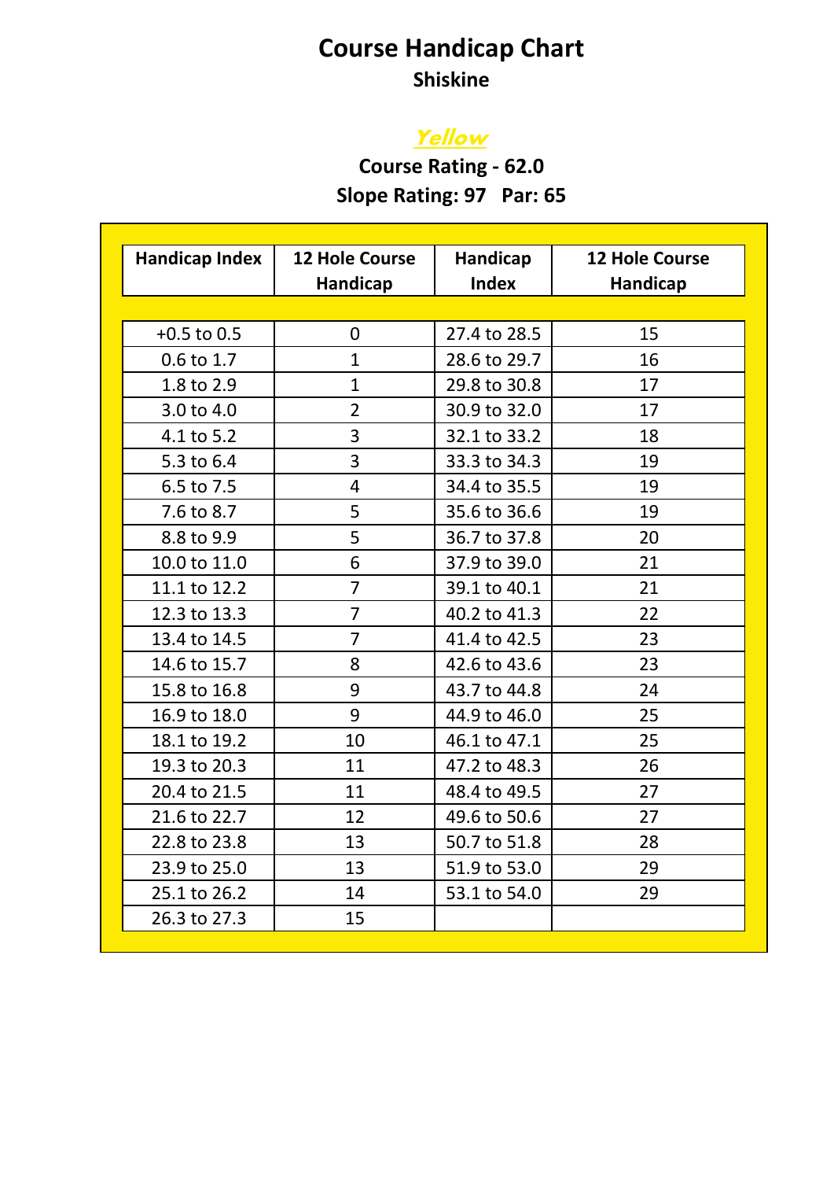# Course Handicap Chart

## Shiskine

### *Yellow*

**Course Rating - 62.0**

**Slope Rating: 97 Par: 65**

| Handicap Index | 12 Hole Course Handicap | Handicap Index | 12 Hole Course Handicap |
|---|---|---|---|
| +0.5 to 0.5 | 0 | 27.4 to 28.5 | 15 |
| 0.6 to 1.7 | 1 | 28.6 to 29.7 | 16 |
| 1.8 to 2.9 | 1 | 29.8 to 30.8 | 17 |
| 3.0 to 4.0 | 2 | 30.9 to 32.0 | 17 |
| 4.1 to 5.2 | 3 | 32.1 to 33.2 | 18 |
| 5.3 to 6.4 | 3 | 33.3 to 34.3 | 19 |
| 6.5 to 7.5 | 4 | 34.4 to 35.5 | 19 |
| 7.6 to 8.7 | 5 | 35.6 to 36.6 | 19 |
| 8.8 to 9.9 | 5 | 36.7 to 37.8 | 20 |
| 10.0 to 11.0 | 6 | 37.9 to 39.0 | 21 |
| 11.1 to 12.2 | 7 | 39.1 to 40.1 | 21 |
| 12.3 to 13.3 | 7 | 40.2 to 41.3 | 22 |
| 13.4 to 14.5 | 7 | 41.4 to 42.5 | 23 |
| 14.6 to 15.7 | 8 | 42.6 to 43.6 | 23 |
| 15.8 to 16.8 | 9 | 43.7 to 44.8 | 24 |
| 16.9 to 18.0 | 9 | 44.9 to 46.0 | 25 |
| 18.1 to 19.2 | 10 | 46.1 to 47.1 | 25 |
| 19.3 to 20.3 | 11 | 47.2 to 48.3 | 26 |
| 20.4 to 21.5 | 11 | 48.4 to 49.5 | 27 |
| 21.6 to 22.7 | 12 | 49.6 to 50.6 | 27 |
| 22.8 to 23.8 | 13 | 50.7 to 51.8 | 28 |
| 23.9 to 25.0 | 13 | 51.9 to 53.0 | 29 |
| 25.1 to 26.2 | 14 | 53.1 to 54.0 | 29 |
| 26.3 to 27.3 | 15 | | |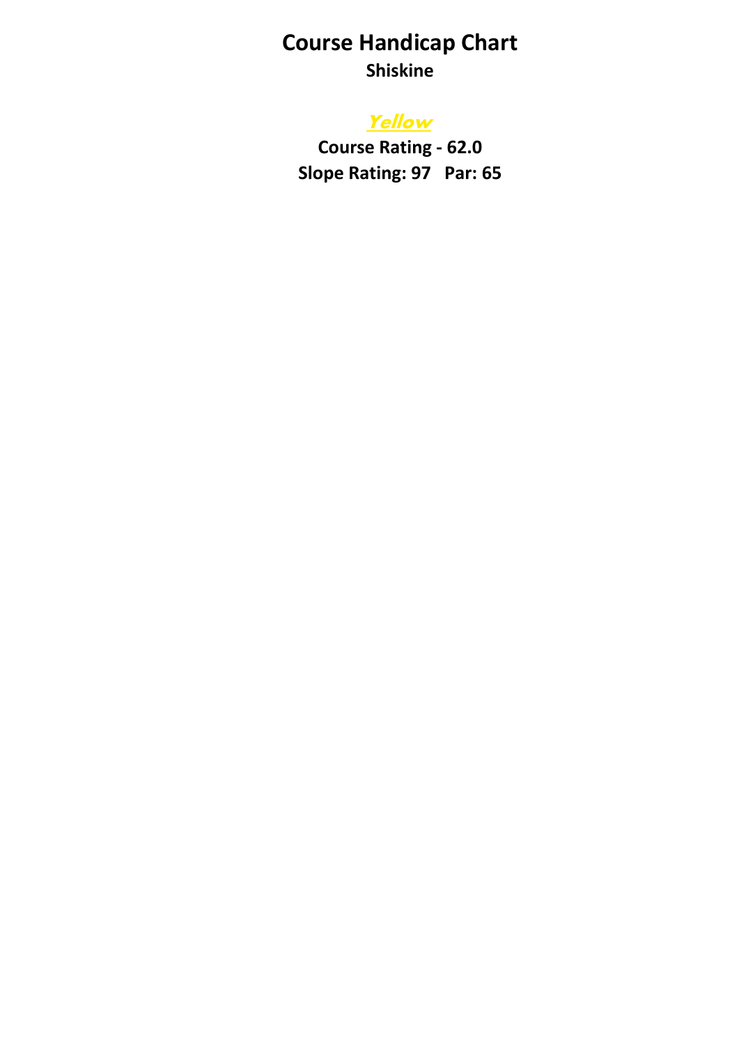# Course Handicap Chart

**Shiskine**

***Yellow***

**Course Rating - 62.0**

**Slope Rating: 97   Par: 65**